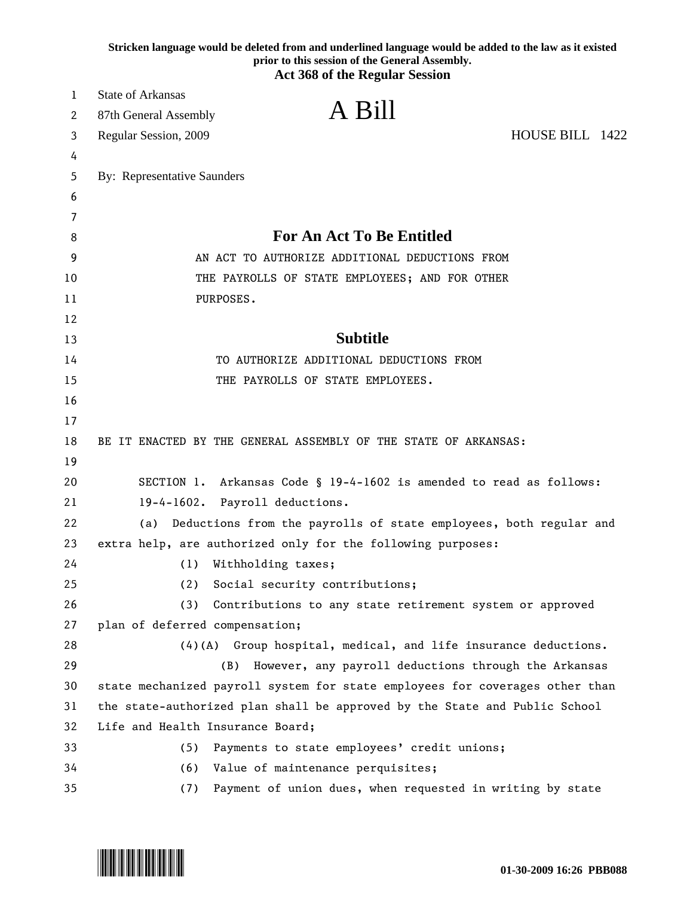Stricken language would be deleted from and underlined language would be added to the law as it existed prior to this session of the General Assembly.

**Act 368 of the Regular Session**

State of Arkansas
87th General Assembly
Regular Session, 2009

# A Bill

HOUSE BILL 1422

By: Representative Saunders

## For An Act To Be Entitled

AN ACT TO AUTHORIZE ADDITIONAL DEDUCTIONS FROM THE PAYROLLS OF STATE EMPLOYEES; AND FOR OTHER PURPOSES.

## Subtitle

TO AUTHORIZE ADDITIONAL DEDUCTIONS FROM THE PAYROLLS OF STATE EMPLOYEES.

BE IT ENACTED BY THE GENERAL ASSEMBLY OF THE STATE OF ARKANSAS:

SECTION 1. Arkansas Code § 19-4-1602 is amended to read as follows:

19-4-1602. Payroll deductions.

(a) Deductions from the payrolls of state employees, both regular and extra help, are authorized only for the following purposes:

(1) Withholding taxes;

(2) Social security contributions;

(3) Contributions to any state retirement system or approved plan of deferred compensation;

(4)(A) Group hospital, medical, and life insurance deductions.

(B) However, any payroll deductions through the Arkansas state mechanized payroll system for state employees for coverages other than the state-authorized plan shall be approved by the State and Public School Life and Health Insurance Board;

(5) Payments to state employees' credit unions;

(6) Value of maintenance perquisites;

(7) Payment of union dues, when requested in writing by state

01-30-2009 16:26 PBB088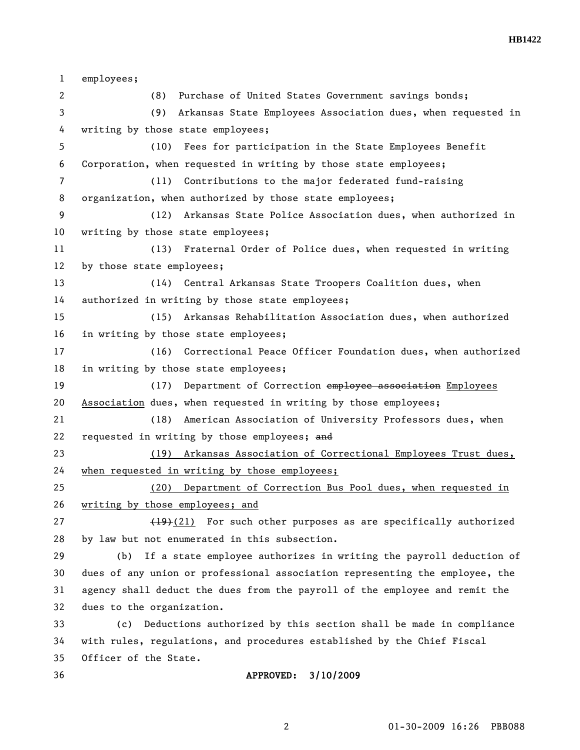employees;

(8) Purchase of United States Government savings bonds;

(9) Arkansas State Employees Association dues, when requested in writing by those state employees;

(10) Fees for participation in the State Employees Benefit Corporation, when requested in writing by those state employees;

(11) Contributions to the major federated fund-raising organization, when authorized by those state employees;

(12) Arkansas State Police Association dues, when authorized in writing by those state employees;

(13) Fraternal Order of Police dues, when requested in writing by those state employees;

(14) Central Arkansas State Troopers Coalition dues, when authorized in writing by those state employees;

(15) Arkansas Rehabilitation Association dues, when authorized in writing by those state employees;

(16) Correctional Peace Officer Foundation dues, when authorized in writing by those state employees;

(17) Department of Correction ~~employee association~~ Employees Association dues, when requested in writing by those employees;

(18) American Association of University Professors dues, when requested in writing by those employees; ~~and~~

(19) Arkansas Association of Correctional Employees Trust dues, when requested in writing by those employees;

(20) Department of Correction Bus Pool dues, when requested in writing by those employees; and

~~(19)~~(21) For such other purposes as are specifically authorized by law but not enumerated in this subsection.

(b) If a state employee authorizes in writing the payroll deduction of dues of any union or professional association representing the employee, the agency shall deduct the dues from the payroll of the employee and remit the dues to the organization.

(c) Deductions authorized by this section shall be made in compliance with rules, regulations, and procedures established by the Chief Fiscal Officer of the State.

**APPROVED: 3/10/2009**